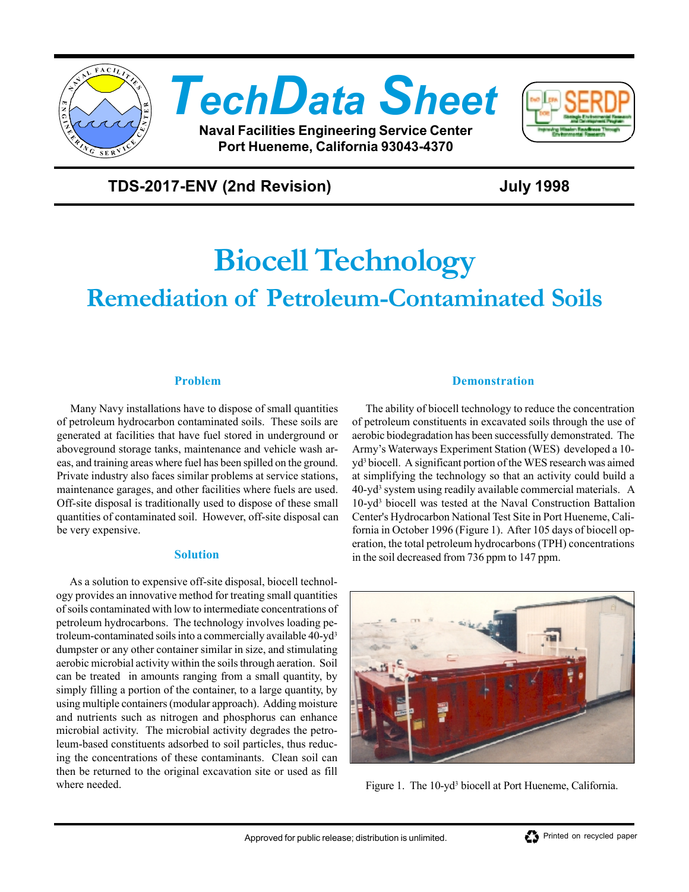# TechData Sheet

**Naval Facilities Engineering Service Center**
**Port Hueneme, California 93043-4370**

**TDS-2017-ENV (2nd Revision)** **July 1998**

# Biocell Technology

## Remediation of Petroleum-Contaminated Soils

### Problem

Many Navy installations have to dispose of small quantities of petroleum hydrocarbon contaminated soils. These soils are generated at facilities that have fuel stored in underground or aboveground storage tanks, maintenance and vehicle wash areas, and training areas where fuel has been spilled on the ground. Private industry also faces similar problems at service stations, maintenance garages, and other facilities where fuels are used. Off-site disposal is traditionally used to dispose of these small quantities of contaminated soil. However, off-site disposal can be very expensive.

### Solution

As a solution to expensive off-site disposal, biocell technology provides an innovative method for treating small quantities of soils contaminated with low to intermediate concentrations of petroleum hydrocarbons. The technology involves loading petroleum-contaminated soils into a commercially available 40-$yd^3$ dumpster or any other container similar in size, and stimulating aerobic microbial activity within the soils through aeration. Soil can be treated in amounts ranging from a small quantity, by simply filling a portion of the container, to a large quantity, by using multiple containers (modular approach). Adding moisture and nutrients such as nitrogen and phosphorus can enhance microbial activity. The microbial activity degrades the petroleum-based constituents adsorbed to soil particles, thus reducing the concentrations of these contaminants. Clean soil can then be returned to the original excavation site or used as fill where needed.

### Demonstration

The ability of biocell technology to reduce the concentration of petroleum constituents in excavated soils through the use of aerobic biodegradation has been successfully demonstrated. The Army's Waterways Experiment Station (WES) developed a 10-$yd^3$ biocell. A significant portion of the WES research was aimed at simplifying the technology so that an activity could build a 40-$yd^3$ system using readily available commercial materials. A 10-$yd^3$ biocell was tested at the Naval Construction Battalion Center's Hydrocarbon National Test Site in Port Hueneme, California in October 1996 (Figure 1). After 105 days of biocell operation, the total petroleum hydrocarbons (TPH) concentrations in the soil decreased from 736 ppm to 147 ppm.

Figure 1. The 10-$yd^3$ biocell at Port Hueneme, California.

Approved for public release; distribution is unlimited.

Printed on recycled paper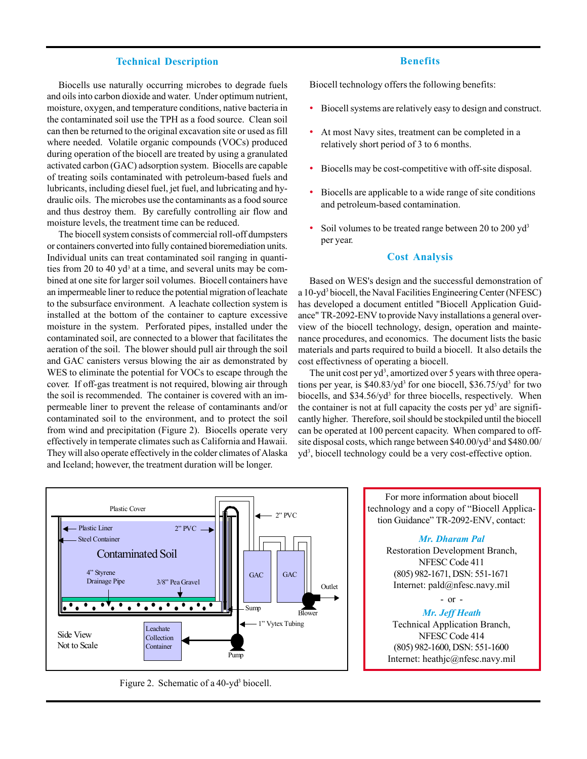## Technical Description

Biocells use naturally occurring microbes to degrade fuels and oils into carbon dioxide and water. Under optimum nutrient, moisture, oxygen, and temperature conditions, native bacteria in the contaminated soil use the TPH as a food source. Clean soil can then be returned to the original excavation site or used as fill where needed. Volatile organic compounds (VOCs) produced during operation of the biocell are treated by using a granulated activated carbon (GAC) adsorption system. Biocells are capable of treating soils contaminated with petroleum-based fuels and lubricants, including diesel fuel, jet fuel, and lubricating and hydraulic oils. The microbes use the contaminants as a food source and thus destroy them. By carefully controlling air flow and moisture levels, the treatment time can be reduced.

The biocell system consists of commercial roll-off dumpsters or containers converted into fully contained bioremediation units. Individual units can treat contaminated soil ranging in quantities from 20 to 40 $yd^3$ at a time, and several units may be combined at one site for larger soil volumes. Biocell containers have an impermeable liner to reduce the potential migration of leachate to the subsurface environment. A leachate collection system is installed at the bottom of the container to capture excessive moisture in the system. Perforated pipes, installed under the contaminated soil, are connected to a blower that facilitates the aeration of the soil. The blower should pull air through the soil and GAC canisters versus blowing the air as demonstrated by WES to eliminate the potential for VOCs to escape through the cover. If off-gas treatment is not required, blowing air through the soil is recommended. The container is covered with an impermeable liner to prevent the release of contaminants and/or contaminated soil to the environment, and to protect the soil from wind and precipitation (Figure 2). Biocells operate very effectively in temperate climates such as California and Hawaii. They will also operate effectively in the colder climates of Alaska and Iceland; however, the treatment duration will be longer.

## Benefits

Biocell technology offers the following benefits:

- Biocell systems are relatively easy to design and construct.
- At most Navy sites, treatment can be completed in a relatively short period of 3 to 6 months.
- Biocells may be cost-competitive with off-site disposal.
- Biocells are applicable to a wide range of site conditions and petroleum-based contamination.
- Soil volumes to be treated range between 20 to 200 $yd^3$ per year.

## Cost Analysis

Based on WES's design and the successful demonstration of a 10-$yd^3$ biocell, the Naval Facilities Engineering Center (NFESC) has developed a document entitled "Biocell Application Guidance" TR-2092-ENV to provide Navy installations a general overview of the biocell technology, design, operation and maintenance procedures, and economics. The document lists the basic materials and parts required to build a biocell. It also details the cost effectivness of operating a biocell.

The unit cost per $yd^3$, amortized over 5 years with three operations per year, is \$40.83/$yd^3$ for one biocell, \$36.75/$yd^3$ for two biocells, and \$34.56/$yd^3$ for three biocells, respectively. When the container is not at full capacity the costs per $yd^3$ are significantly higher. Therefore, soil should be stockpiled until the biocell can be operated at 100 percent capacity. When compared to off-site disposal costs, which range between \$40.00/$yd^3$ and \$480.00/$yd^3$, biocell technology could be a very cost-effective option.

Plastic Cover
Plastic Liner
Steel Container
2" PVC
Contaminated Soil
4" Styrene Drainage Pipe
3/8" Pea Gravel
2" PVC
GAC
GAC
Outlet
Sump
Blower
1" Vytex Tubing
Leachate Collection Container
Pump
Side View Not to Scale

Figure 2. Schematic of a 40-$yd^3$ biocell.

For more information about biocell technology and a copy of "Biocell Application Guidance" TR-2092-ENV, contact:

***Mr. Dharam Pal***
Restoration Development Branch,
NFESC Code 411
(805) 982-1671, DSN: 551-1671
Internet: pald@nfesc.navy.mil

\- or -

***Mr. Jeff Heath***
Technical Application Branch,
NFESC Code 414
(805) 982-1600, DSN: 551-1600
Internet: heathjc@nfesc.navy.mil